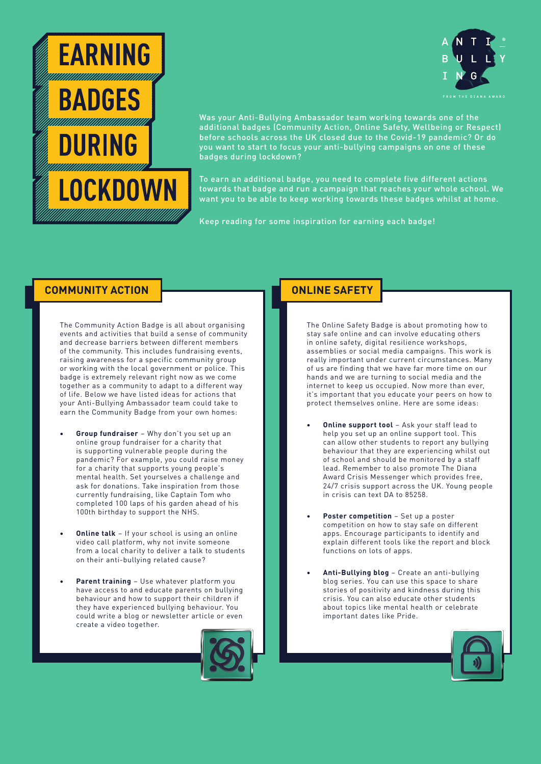# EARNING BADGES DURING LOCKDOWN

ANTI BULLYING FROM THE DIANA AWARD

Was your Anti-Bullying Ambassador team working towards one of the additional badges (Community Action, Online Safety, Wellbeing or Respect) before schools across the UK closed due to the Covid-19 pandemic? Or do you want to start to focus your anti-bullying campaigns on one of these badges during lockdown?

To earn an additional badge, you need to complete five different actions towards that badge and run a campaign that reaches your whole school. We want you to be able to keep working towards these badges whilst at home.

Keep reading for some inspiration for earning each badge!

## COMMUNITY ACTION

The Community Action Badge is all about organising events and activities that build a sense of community and decrease barriers between different members of the community. This includes fundraising events, raising awareness for a specific community group or working with the local government or police. This badge is extremely relevant right now as we come together as a community to adapt to a different way of life. Below we have listed ideas for actions that your Anti-Bullying Ambassador team could take to earn the Community Badge from your own homes:

- **Group fundraiser** – Why don't you set up an online group fundraiser for a charity that is supporting vulnerable people during the pandemic? For example, you could raise money for a charity that supports young people's mental health. Set yourselves a challenge and ask for donations. Take inspiration from those currently fundraising, like Captain Tom who completed 100 laps of his garden ahead of his 100th birthday to support the NHS.

- **Online talk** – If your school is using an online video call platform, why not invite someone from a local charity to deliver a talk to students on their anti-bullying related cause?

- **Parent training** – Use whatever platform you have access to and educate parents on bullying behaviour and how to support their children if they have experienced bullying behaviour. You could write a blog or newsletter article or even create a video together.

## ONLINE SAFETY

The Online Safety Badge is about promoting how to stay safe online and can involve educating others in online safety, digital resilience workshops, assemblies or social media campaigns. This work is really important under current circumstances. Many of us are finding that we have far more time on our hands and we are turning to social media and the internet to keep us occupied. Now more than ever, it's important that you educate your peers on how to protect themselves online. Here are some ideas:

- **Online support tool** – Ask your staff lead to help you set up an online support tool. This can allow other students to report any bullying behaviour that they are experiencing whilst out of school and should be monitored by a staff lead. Remember to also promote The Diana Award Crisis Messenger which provides free, 24/7 crisis support across the UK. Young people in crisis can text DA to 85258.

- **Poster competition** – Set up a poster competition on how to stay safe on different apps. Encourage participants to identify and explain different tools like the report and block functions on lots of apps.

- **Anti-Bullying blog** – Create an anti-bullying blog series. You can use this space to share stories of positivity and kindness during this crisis. You can also educate other students about topics like mental health or celebrate important dates like Pride.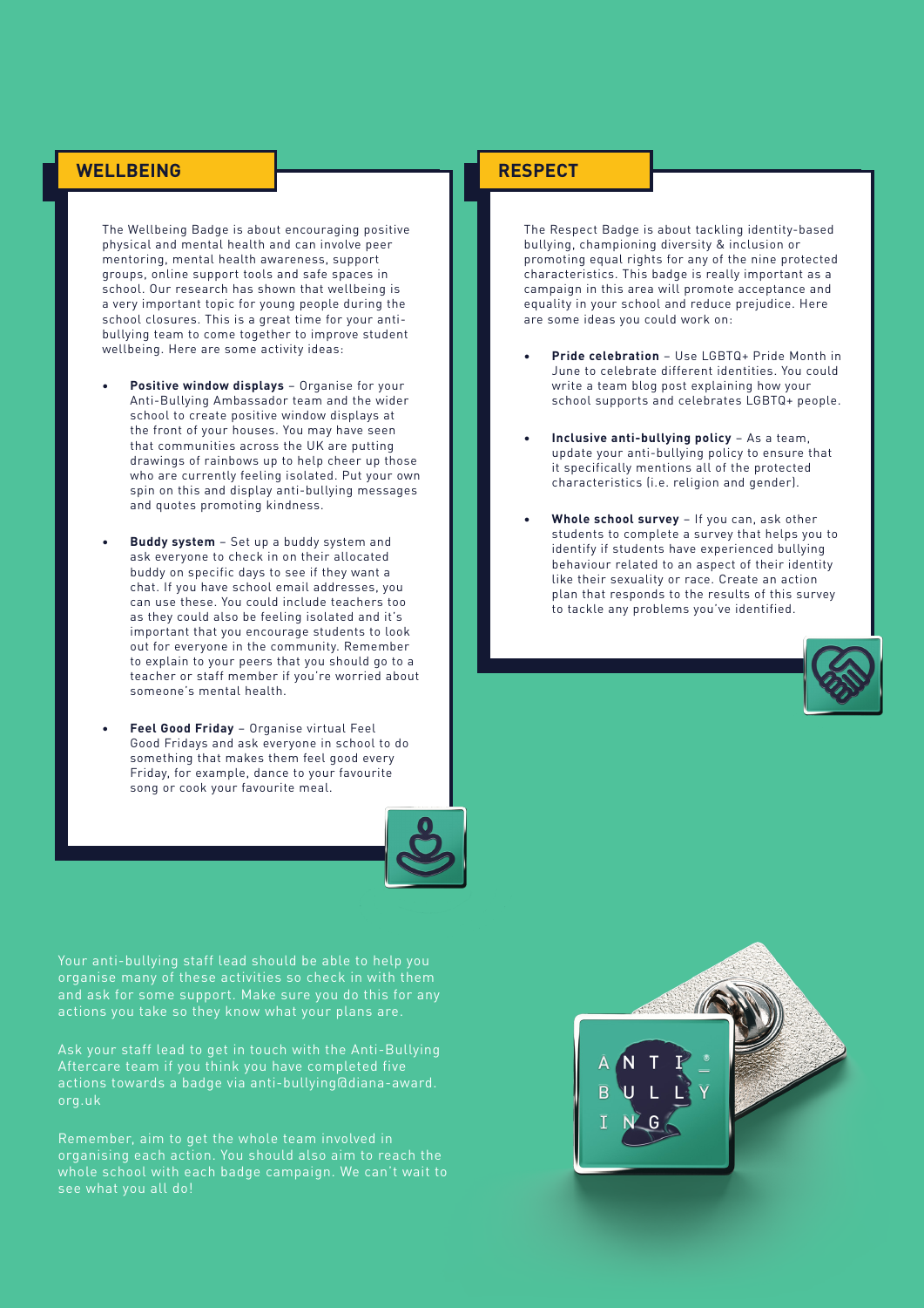## WELLBEING

The Wellbeing Badge is about encouraging positive physical and mental health and can involve peer mentoring, mental health awareness, support groups, online support tools and safe spaces in school. Our research has shown that wellbeing is a very important topic for young people during the school closures. This is a great time for your anti-bullying team to come together to improve student wellbeing. Here are some activity ideas:

- **Positive window displays** – Organise for your Anti-Bullying Ambassador team and the wider school to create positive window displays at the front of your houses. You may have seen that communities across the UK are putting drawings of rainbows up to help cheer up those who are currently feeling isolated. Put your own spin on this and display anti-bullying messages and quotes promoting kindness.

- **Buddy system** – Set up a buddy system and ask everyone to check in on their allocated buddy on specific days to see if they want a chat. If you have school email addresses, you can use these. You could include teachers too as they could also be feeling isolated and it's important that you encourage students to look out for everyone in the community. Remember to explain to your peers that you should go to a teacher or staff member if you're worried about someone's mental health.

- **Feel Good Friday** – Organise virtual Feel Good Fridays and ask everyone in school to do something that makes them feel good every Friday, for example, dance to your favourite song or cook your favourite meal.

## RESPECT

The Respect Badge is about tackling identity-based bullying, championing diversity & inclusion or promoting equal rights for any of the nine protected characteristics. This badge is really important as a campaign in this area will promote acceptance and equality in your school and reduce prejudice. Here are some ideas you could work on:

- **Pride celebration** – Use LGBTQ+ Pride Month in June to celebrate different identities. You could write a team blog post explaining how your school supports and celebrates LGBTQ+ people.

- **Inclusive anti-bullying policy** – As a team, update your anti-bullying policy to ensure that it specifically mentions all of the protected characteristics (i.e. religion and gender).

- **Whole school survey** – If you can, ask other students to complete a survey that helps you to identify if students have experienced bullying behaviour related to an aspect of their identity like their sexuality or race. Create an action plan that responds to the results of this survey to tackle any problems you've identified.

Your anti-bullying staff lead should be able to help you organise many of these activities so check in with them and ask for some support. Make sure you do this for any actions you take so they know what your plans are.

Ask your staff lead to get in touch with the Anti-Bullying Aftercare team if you think you have completed five actions towards a badge via anti-bullying@diana-award.org.uk

Remember, aim to get the whole team involved in organising each action. You should also aim to reach the whole school with each badge campaign. We can't wait to see what you all do!